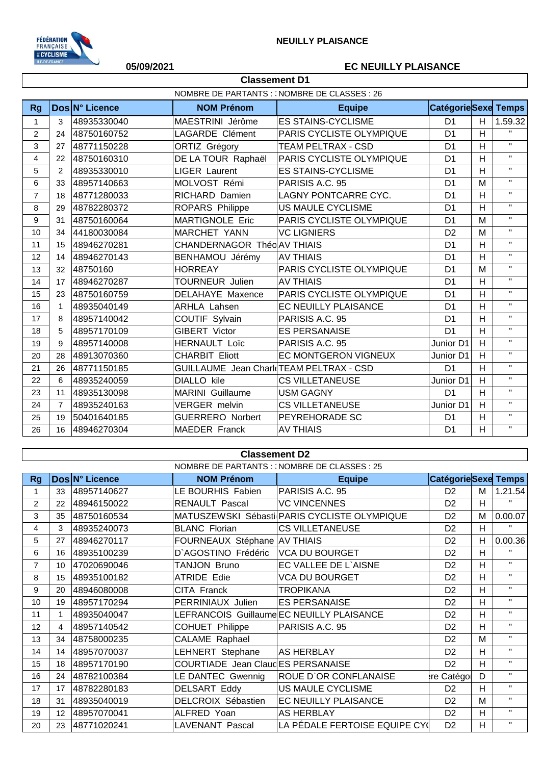NEUILLY PLAISANCE

05/09/2021

EC NEUILLY PLAISANCE

## Classement D1

NOMBRE DE PARTANTS : :NOMBRE DE CLASSES : 26

| Rg | Dos | N° Licence | NOM Prénom | Equipe | Catégorie | Sexe | Temps |
|---|---|---|---|---|---|---|---|
| 1 | 3 | 48935330040 | MAESTRINI Jérôme | ES STAINS-CYCLISME | D1 | H | 1.59.32 |
| 2 | 24 | 48750160752 | LAGARDE Clément | PARIS CYCLISTE OLYMPIQUE | D1 | H | " |
| 3 | 27 | 48771150228 | ORTIZ Grégory | TEAM PELTRAX - CSD | D1 | H | " |
| 4 | 22 | 48750160310 | DE LA TOUR Raphaël | PARIS CYCLISTE OLYMPIQUE | D1 | H | " |
| 5 | 2 | 48935330010 | LIGER Laurent | ES STAINS-CYCLISME | D1 | H | " |
| 6 | 33 | 48957140663 | MOLVOST Rémi | PARISIS A.C. 95 | D1 | M | " |
| 7 | 18 | 48771280033 | RICHARD Damien | LAGNY PONTCARRE CYC. | D1 | H | " |
| 8 | 29 | 48782280372 | ROPARS Philippe | US MAULE CYCLISME | D1 | H | " |
| 9 | 31 | 48750160064 | MARTIGNOLE Eric | PARIS CYCLISTE OLYMPIQUE | D1 | M | " |
| 10 | 34 | 44180030084 | MARCHET YANN | VC LIGNIERS | D2 | M | " |
| 11 | 15 | 48946270281 | CHANDERNAGOR Théo | AV THIAIS | D1 | H | " |
| 12 | 14 | 48946270143 | BENHAMOU Jérémy | AV THIAIS | D1 | H | " |
| 13 | 32 | 48750160 | HORREAY | PARIS CYCLISTE OLYMPIQUE | D1 | M | " |
| 14 | 17 | 48946270287 | TOURNEUR Julien | AV THIAIS | D1 | H | " |
| 15 | 23 | 48750160759 | DELAHAYE Maxence | PARIS CYCLISTE OLYMPIQUE | D1 | H | " |
| 16 | 1 | 48935040149 | ARHLA Lahsen | EC NEUILLY PLAISANCE | D1 | H | " |
| 17 | 8 | 48957140042 | COUTIF Sylvain | PARISIS A.C. 95 | D1 | H | " |
| 18 | 5 | 48957170109 | GIBERT Victor | ES PERSANAISE | D1 | H | " |
| 19 | 9 | 48957140008 | HERNAULT Loïc | PARISIS A.C. 95 | Junior D1 | H | " |
| 20 | 28 | 48913070360 | CHARBIT Eliott | EC MONTGERON VIGNEUX | Junior D1 | H | " |
| 21 | 26 | 48771150185 | GUILLAUME Jean Charl | TEAM PELTRAX - CSD | D1 | H | " |
| 22 | 6 | 48935240059 | DIALLO kile | CS VILLETANEUSE | Junior D1 | H | " |
| 23 | 11 | 48935130098 | MARINI Guillaume | USM GAGNY | D1 | H | " |
| 24 | 7 | 48935240163 | VERGER melvin | CS VILLETANEUSE | Junior D1 | H | " |
| 25 | 19 | 50401640185 | GUERRERO Norbert | PEYREHORADE SC | D1 | H | " |
| 26 | 16 | 48946270304 | MAEDER Franck | AV THIAIS | D1 | H | " |

## Classement D2

NOMBRE DE PARTANTS : :NOMBRE DE CLASSES : 25

| Rg | Dos | N° Licence | NOM Prénom | Equipe | Catégorie | Sexe | Temps |
|---|---|---|---|---|---|---|---|
| 1 | 33 | 48957140627 | LE BOURHIS Fabien | PARISIS A.C. 95 | D2 | M | 1.21.54 |
| 2 | 22 | 48946150022 | RENAULT Pascal | VC VINCENNES | D2 | H | " |
| 3 | 35 | 48750160534 | MATUSZEWSKI Sébasti | PARIS CYCLISTE OLYMPIQUE | D2 | M | 0.00.07 |
| 4 | 3 | 48935240073 | BLANC Florian | CS VILLETANEUSE | D2 | H | " |
| 5 | 27 | 48946270117 | FOURNEAUX Stéphane | AV THIAIS | D2 | H | 0.00.36 |
| 6 | 16 | 48935100239 | D`AGOSTINO Frédéric | VCA DU BOURGET | D2 | H | " |
| 7 | 10 | 47020690046 | TANJON Bruno | EC VALLEE DE L`AISNE | D2 | H | " |
| 8 | 15 | 48935100182 | ATRIDE Edie | VCA DU BOURGET | D2 | H | " |
| 9 | 20 | 48946080008 | CITA Franck | TROPIKANA | D2 | H | " |
| 10 | 19 | 48957170294 | PERRINIAUX Julien | ES PERSANAISE | D2 | H | " |
| 11 | 1 | 48935040047 | LEFRANCOIS Guillaume | EC NEUILLY PLAISANCE | D2 | H | " |
| 12 | 4 | 48957140542 | COHUET Philippe | PARISIS A.C. 95 | D2 | H | " |
| 13 | 34 | 48758000235 | CALAME Raphael | | D2 | M | " |
| 14 | 14 | 48957070037 | LEHNERT Stephane | AS HERBLAY | D2 | H | " |
| 15 | 18 | 48957170190 | COURTIADE Jean Claud | ES PERSANAISE | D2 | H | " |
| 16 | 24 | 48782100384 | LE DANTEC Gwennig | ROUE D`OR CONFLANAISE | re Catégo | D | " |
| 17 | 17 | 48782280183 | DELSART Eddy | US MAULE CYCLISME | D2 | H | " |
| 18 | 31 | 48935040019 | DELCROIX Sébastien | EC NEUILLY PLAISANCE | D2 | M | " |
| 19 | 12 | 48957070041 | ALFRED Yoan | AS HERBLAY | D2 | H | " |
| 20 | 23 | 48771020241 | LAVENANT Pascal | LA PÉDALE FERTOISE EQUIPE CY | D2 | H | " |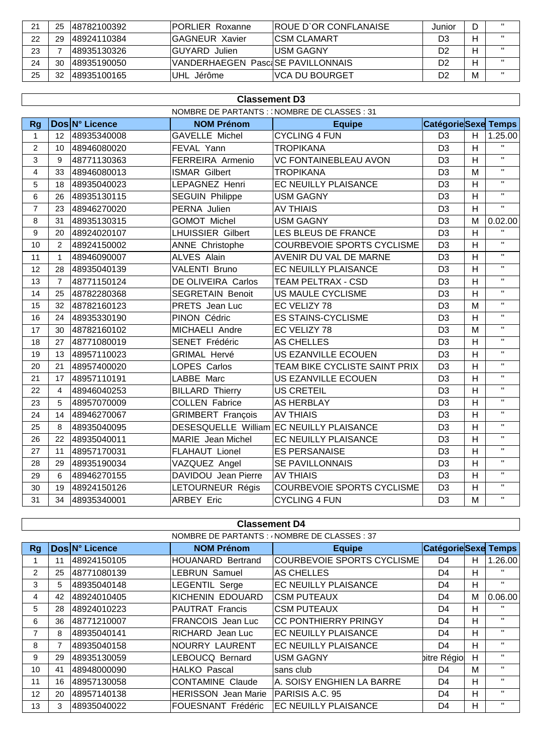| 21 | 25 | 48782100392 | PORLIER Roxanne | ROUE D`OR CONFLANAISE | Junior | D | " |
|---|---|---|---|---|---|---|---|
| 22 | 29 | 48924110384 | GAGNEUR Xavier | CSM CLAMART | D3 | H | " |
| 23 | 7 | 48935130326 | GUYARD Julien | USM GAGNY | D2 | H | " |
| 24 | 30 | 48935190050 | VANDERHAEGEN Pasc | SE PAVILLONNAIS | D2 | H | " |
| 25 | 32 | 48935100165 | UHL Jérôme | VCA DU BOURGET | D2 | M | " |

## Classement D3

NOMBRE DE PARTANTS : NOMBRE DE CLASSES : 31

| Rg | Dos | N° Licence | NOM Prénom | Equipe | Catégorie | Sexe | Temps |
|---|---|---|---|---|---|---|---|
| 1 | 12 | 48935340008 | GAVELLE Michel | CYCLING 4 FUN | D3 | H | 1.25.00 |
| 2 | 10 | 48946080020 | FEVAL Yann | TROPIKANA | D3 | H | " |
| 3 | 9 | 48771130363 | FERREIRA Armenio | VC FONTAINEBLEAU AVON | D3 | H | " |
| 4 | 33 | 48946080013 | ISMAR Gilbert | TROPIKANA | D3 | M | " |
| 5 | 18 | 48935040023 | LEPAGNEZ Henri | EC NEUILLY PLAISANCE | D3 | H | " |
| 6 | 26 | 48935130115 | SEGUIN Philippe | USM GAGNY | D3 | H | " |
| 7 | 23 | 48946270020 | PERNA Julien | AV THIAIS | D3 | H | " |
| 8 | 31 | 48935130315 | GOMOT Michel | USM GAGNY | D3 | M | 0.02.00 |
| 9 | 20 | 48924020107 | LHUISSIER Gilbert | LES BLEUS DE FRANCE | D3 | H | " |
| 10 | 2 | 48924150002 | ANNE Christophe | COURBEVOIE SPORTS CYCLISME | D3 | H | " |
| 11 | 1 | 48946090007 | ALVES Alain | AVENIR DU VAL DE MARNE | D3 | H | " |
| 12 | 28 | 48935040139 | VALENTI Bruno | EC NEUILLY PLAISANCE | D3 | H | " |
| 13 | 7 | 48771150124 | DE OLIVEIRA Carlos | TEAM PELTRAX - CSD | D3 | H | " |
| 14 | 25 | 48782280368 | SEGRETAIN Benoit | US MAULE CYCLISME | D3 | H | " |
| 15 | 32 | 48782160123 | PRETS Jean Luc | EC VELIZY 78 | D3 | M | " |
| 16 | 24 | 48935330190 | PINON Cédric | ES STAINS-CYCLISME | D3 | H | " |
| 17 | 30 | 48782160102 | MICHAELI Andre | EC VELIZY 78 | D3 | M | " |
| 18 | 27 | 48771080019 | SENET Frédéric | AS CHELLES | D3 | H | " |
| 19 | 13 | 48957110023 | GRIMAL Hervé | US EZANVILLE ECOUEN | D3 | H | " |
| 20 | 21 | 48957400020 | LOPES Carlos | TEAM BIKE CYCLISTE SAINT PRIX | D3 | H | " |
| 21 | 17 | 48957110191 | LABBE Marc | US EZANVILLE ECOUEN | D3 | H | " |
| 22 | 4 | 48946040253 | BILLARD Thierry | US CRETEIL | D3 | H | " |
| 23 | 5 | 48957070009 | COLLEN Fabrice | AS HERBLAY | D3 | H | " |
| 24 | 14 | 48946270067 | GRIMBERT François | AV THIAIS | D3 | H | " |
| 25 | 8 | 48935040095 | DESESQUELLE William | EC NEUILLY PLAISANCE | D3 | H | " |
| 26 | 22 | 48935040011 | MARIE Jean Michel | EC NEUILLY PLAISANCE | D3 | H | " |
| 27 | 11 | 48957170031 | FLAHAUT Lionel | ES PERSANAISE | D3 | H | " |
| 28 | 29 | 48935190034 | VAZQUEZ Angel | SE PAVILLONNAIS | D3 | H | " |
| 29 | 6 | 48946270155 | DAVIDOU Jean Pierre | AV THIAIS | D3 | H | " |
| 30 | 19 | 48924150126 | LETOURNEUR Régis | COURBEVOIE SPORTS CYCLISME | D3 | H | " |
| 31 | 34 | 48935340001 | ARBEY Eric | CYCLING 4 FUN | D3 | M | " |

## Classement D4

NOMBRE DE PARTANTS : NOMBRE DE CLASSES : 37

| Rg | Dos | N° Licence | NOM Prénom | Equipe | Catégorie | Sexe | Temps |
|---|---|---|---|---|---|---|---|
| 1 | 11 | 48924150105 | HOUANARD Bertrand | COURBEVOIE SPORTS CYCLISME | D4 | H | 1.26.00 |
| 2 | 25 | 48771080139 | LEBRUN Samuel | AS CHELLES | D4 | H | " |
| 3 | 5 | 48935040148 | LEGENTIL Serge | EC NEUILLY PLAISANCE | D4 | H | " |
| 4 | 42 | 48924010405 | KICHENIN EDOUARD | CSM PUTEAUX | D4 | M | 0.06.00 |
| 5 | 28 | 48924010223 | PAUTRAT Francis | CSM PUTEAUX | D4 | H | " |
| 6 | 36 | 48771210007 | FRANCOIS Jean Luc | CC PONTHIERRY PRINGY | D4 | H | " |
| 7 | 8 | 48935040141 | RICHARD Jean Luc | EC NEUILLY PLAISANCE | D4 | H | " |
| 8 | 7 | 48935040158 | NOURRY LAURENT | EC NEUILLY PLAISANCE | D4 | H | " |
| 9 | 29 | 48935130059 | LEBOUCQ Bernard | USM GAGNY | pitre Régio | H | " |
| 10 | 41 | 48948000090 | HALKO Pascal | sans club | D4 | M | " |
| 11 | 16 | 48957130058 | CONTAMINE Claude | A. SOISY ENGHIEN LA BARRE | D4 | H | " |
| 12 | 20 | 48957140138 | HERISSON Jean Marie | PARISIS A.C. 95 | D4 | H | " |
| 13 | 3 | 48935040022 | FOUESNANT Frédéric | EC NEUILLY PLAISANCE | D4 | H | " |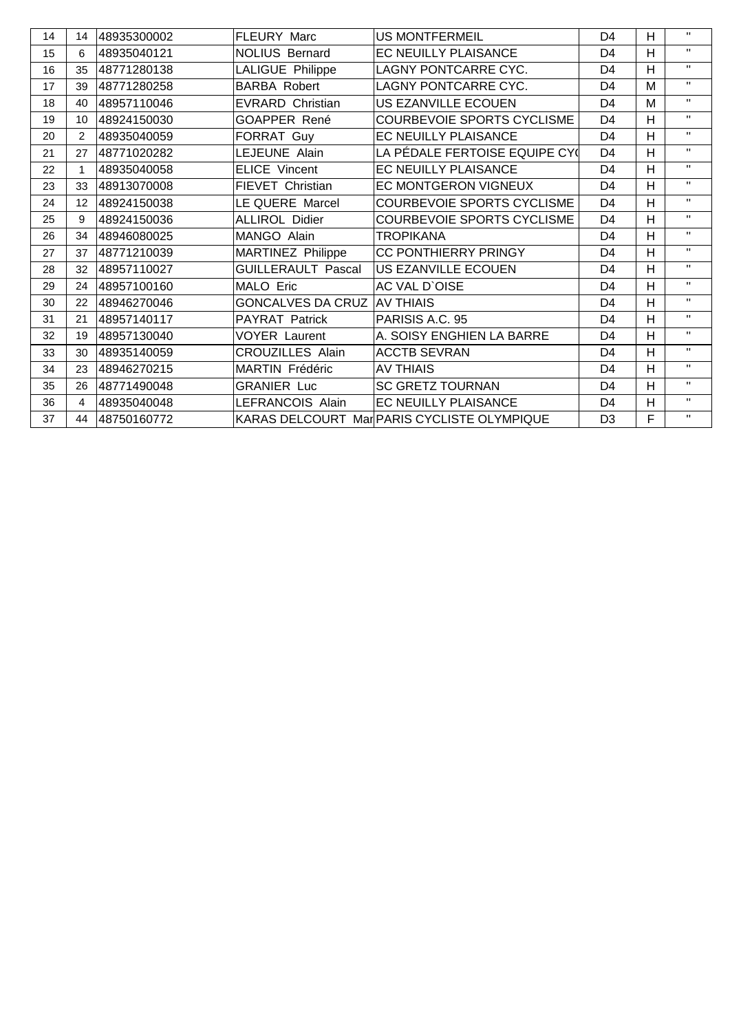| | | | | | | | |
|---|---|---|---|---|---|---|---|
| 14 | 14 | 48935300002 | FLEURY Marc | US MONTFERMEIL | D4 | H | " |
| 15 | 6 | 48935040121 | NOLIUS Bernard | EC NEUILLY PLAISANCE | D4 | H | " |
| 16 | 35 | 48771280138 | LALIGUE Philippe | LAGNY PONTCARRE CYC. | D4 | H | " |
| 17 | 39 | 48771280258 | BARBA Robert | LAGNY PONTCARRE CYC. | D4 | M | " |
| 18 | 40 | 48957110046 | EVRARD Christian | US EZANVILLE ECOUEN | D4 | M | " |
| 19 | 10 | 48924150030 | GOAPPER René | COURBEVOIE SPORTS CYCLISME | D4 | H | " |
| 20 | 2 | 48935040059 | FORRAT Guy | EC NEUILLY PLAISANCE | D4 | H | " |
| 21 | 27 | 48771020282 | LEJEUNE Alain | LA PÉDALE FERTOISE EQUIPE CY( | D4 | H | " |
| 22 | 1 | 48935040058 | ELICE Vincent | EC NEUILLY PLAISANCE | D4 | H | " |
| 23 | 33 | 48913070008 | FIEVET Christian | EC MONTGERON VIGNEUX | D4 | H | " |
| 24 | 12 | 48924150038 | LE QUERE Marcel | COURBEVOIE SPORTS CYCLISME | D4 | H | " |
| 25 | 9 | 48924150036 | ALLIROL Didier | COURBEVOIE SPORTS CYCLISME | D4 | H | " |
| 26 | 34 | 48946080025 | MANGO Alain | TROPIKANA | D4 | H | " |
| 27 | 37 | 48771210039 | MARTINEZ Philippe | CC PONTHIERRY PRINGY | D4 | H | " |
| 28 | 32 | 48957110027 | GUILLERAULT Pascal | US EZANVILLE ECOUEN | D4 | H | " |
| 29 | 24 | 48957100160 | MALO Eric | AC VAL D`OISE | D4 | H | " |
| 30 | 22 | 48946270046 | GONCALVES DA CRUZ | AV THIAIS | D4 | H | " |
| 31 | 21 | 48957140117 | PAYRAT Patrick | PARISIS A.C. 95 | D4 | H | " |
| 32 | 19 | 48957130040 | VOYER Laurent | A. SOISY ENGHIEN LA BARRE | D4 | H | " |
| 33 | 30 | 48935140059 | CROUZILLES Alain | ACCTB SEVRAN | D4 | H | " |
| 34 | 23 | 48946270215 | MARTIN Frédéric | AV THIAIS | D4 | H | " |
| 35 | 26 | 48771490048 | GRANIER Luc | SC GRETZ TOURNAN | D4 | H | " |
| 36 | 4 | 48935040048 | LEFRANCOIS Alain | EC NEUILLY PLAISANCE | D4 | H | " |
| 37 | 44 | 48750160772 | KARAS DELCOURT Mar | PARIS CYCLISTE OLYMPIQUE | D3 | F | " |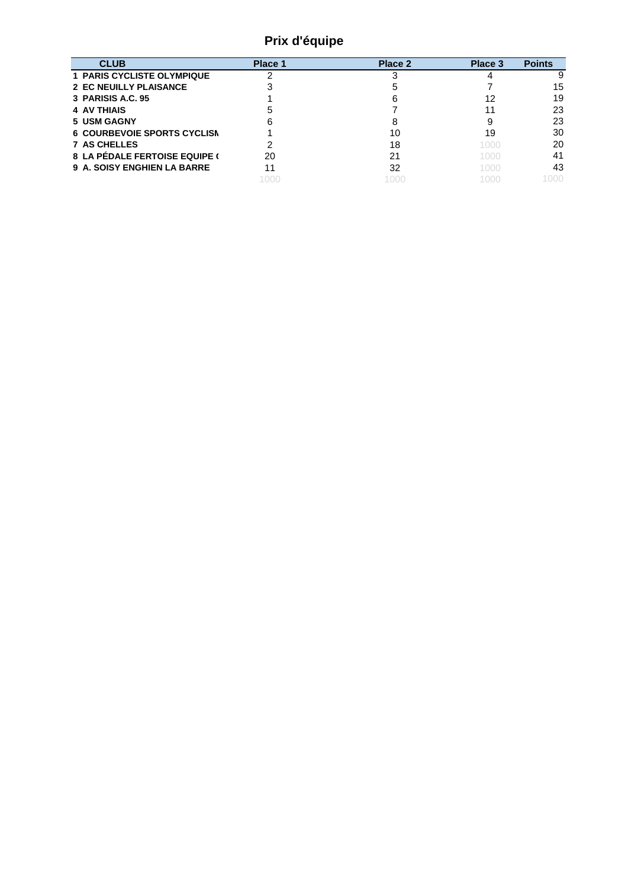# Prix d'équipe

| CLUB | Place 1 | Place 2 | Place 3 | Points |
|---|---|---|---|---|
| 1 PARIS CYCLISTE OLYMPIQUE | 2 | 3 | 4 | 9 |
| 2 EC NEUILLY PLAISANCE | 3 | 5 | 7 | 15 |
| 3 PARISIS A.C. 95 | 1 | 6 | 12 | 19 |
| 4 AV THIAIS | 5 | 7 | 11 | 23 |
| 5 USM GAGNY | 6 | 8 | 9 | 23 |
| 6 COURBEVOIE SPORTS CYCLISM | 1 | 10 | 19 | 30 |
| 7 AS CHELLES | 2 | 18 | 1000 | 20 |
| 8 LA PÉDALE FERTOISE EQUIPE ( | 20 | 21 | 1000 | 41 |
| 9 A. SOISY ENGHIEN LA BARRE | 11 | 32 | 1000 | 43 |
| | 1000 | 1000 | 1000 | 1000 |